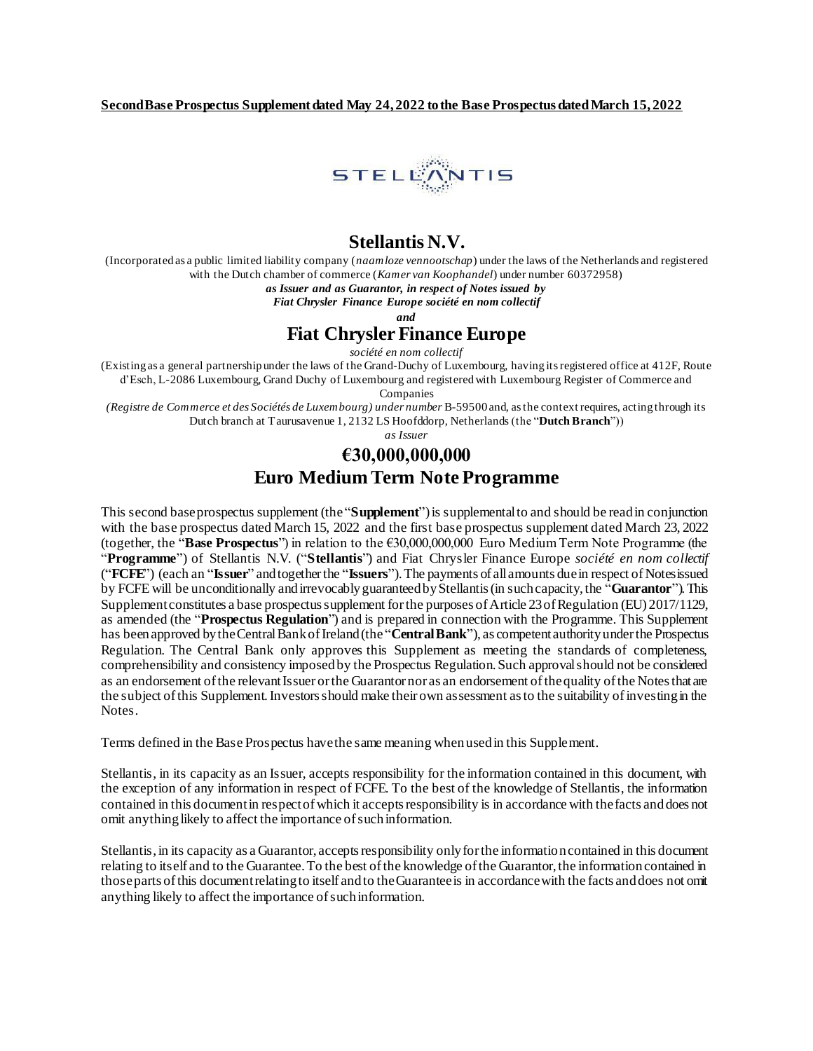**Second Base Prospectus Supplement dated May 24, 2022 to the Base Prospectus dated March 15, 2022**

# Stellantis N.V.

(Incorporated as a public limited liability company (*naamloze vennootschap*) under the laws of the Netherlands and registered with the Dutch chamber of commerce (*Kamer van Koophandel*) under number 60372958)

***as Issuer and as Guarantor, in respect of Notes issued by***
***Fiat Chrysler Finance Europe société en nom collectif***

***and***

# Fiat Chrysler Finance Europe

*société en nom collectif*

(Existing as a general partnership under the laws of the Grand-Duchy of Luxembourg, having its registered office at 412F, Route d'Esch, L-2086 Luxembourg, Grand Duchy of Luxembourg and registered with Luxembourg Register of Commerce and Companies *(Registre de Commerce et des Sociétés de Luxembourg) under number* B-59500 and, as the context requires, acting through its Dutch branch at Taurusavenue 1, 2132 LS Hoofddorp, Netherlands (the "**Dutch Branch**"))

*as Issuer*

# €30,000,000,000
# Euro Medium Term Note Programme

This second base prospectus supplement (the "**Supplement**") is supplemental to and should be read in conjunction with the base prospectus dated March 15, 2022 and the first base prospectus supplement dated March 23, 2022 (together, the "**Base Prospectus**") in relation to the €30,000,000,000 Euro Medium Term Note Programme (the "**Programme**") of Stellantis N.V. ("**Stellantis**") and Fiat Chrysler Finance Europe *société en nom collectif* ("**FCFE**") (each an "**Issuer**" and together the "**Issuers**"). The payments of all amounts due in respect of Notes issued by FCFE will be unconditionally and irrevocably guaranteed by Stellantis (in such capacity, the "**Guarantor**"). This Supplement constitutes a base prospectus supplement for the purposes of Article 23 of Regulation (EU) 2017/1129, as amended (the "**Prospectus Regulation**") and is prepared in connection with the Programme. This Supplement has been approved by the Central Bank of Ireland (the "**Central Bank**"), as competent authority under the Prospectus Regulation. The Central Bank only approves this Supplement as meeting the standards of completeness, comprehensibility and consistency imposed by the Prospectus Regulation. Such approval should not be considered as an endorsement of the relevant Issuer or the Guarantor nor as an endorsement of the quality of the Notes that are the subject of this Supplement. Investors should make their own assessment as to the suitability of investing in the Notes.

Terms defined in the Base Prospectus have the same meaning when used in this Supplement.

Stellantis, in its capacity as an Issuer, accepts responsibility for the information contained in this document, with the exception of any information in respect of FCFE. To the best of the knowledge of Stellantis, the information contained in this document in respect of which it accepts responsibility is in accordance with the facts and does not omit anything likely to affect the importance of such information.

Stellantis, in its capacity as a Guarantor, accepts responsibility only for the information contained in this document relating to itself and to the Guarantee. To the best of the knowledge of the Guarantor, the information contained in those parts of this document relating to itself and to the Guarantee is in accordance with the facts and does not omit anything likely to affect the importance of such information.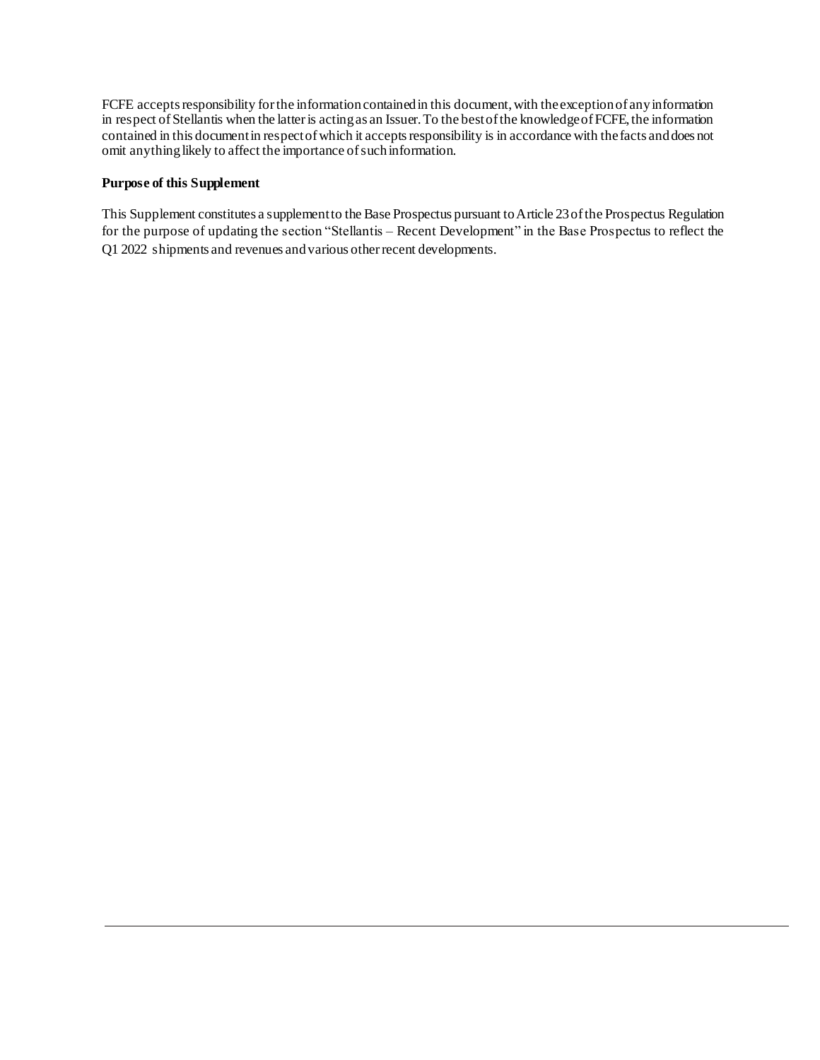FCFE accepts responsibility for the information contained in this document, with the exception of any information in respect of Stellantis when the latter is acting as an Issuer. To the best of the knowledge of FCFE, the information contained in this document in respect of which it accepts responsibility is in accordance with the facts and does not omit anything likely to affect the importance of such information.

**Purpose of this Supplement**

This Supplement constitutes a supplement to the Base Prospectus pursuant to Article 23 of the Prospectus Regulation for the purpose of updating the section "Stellantis – Recent Development" in the Base Prospectus to reflect the Q1 2022 shipments and revenues and various other recent developments.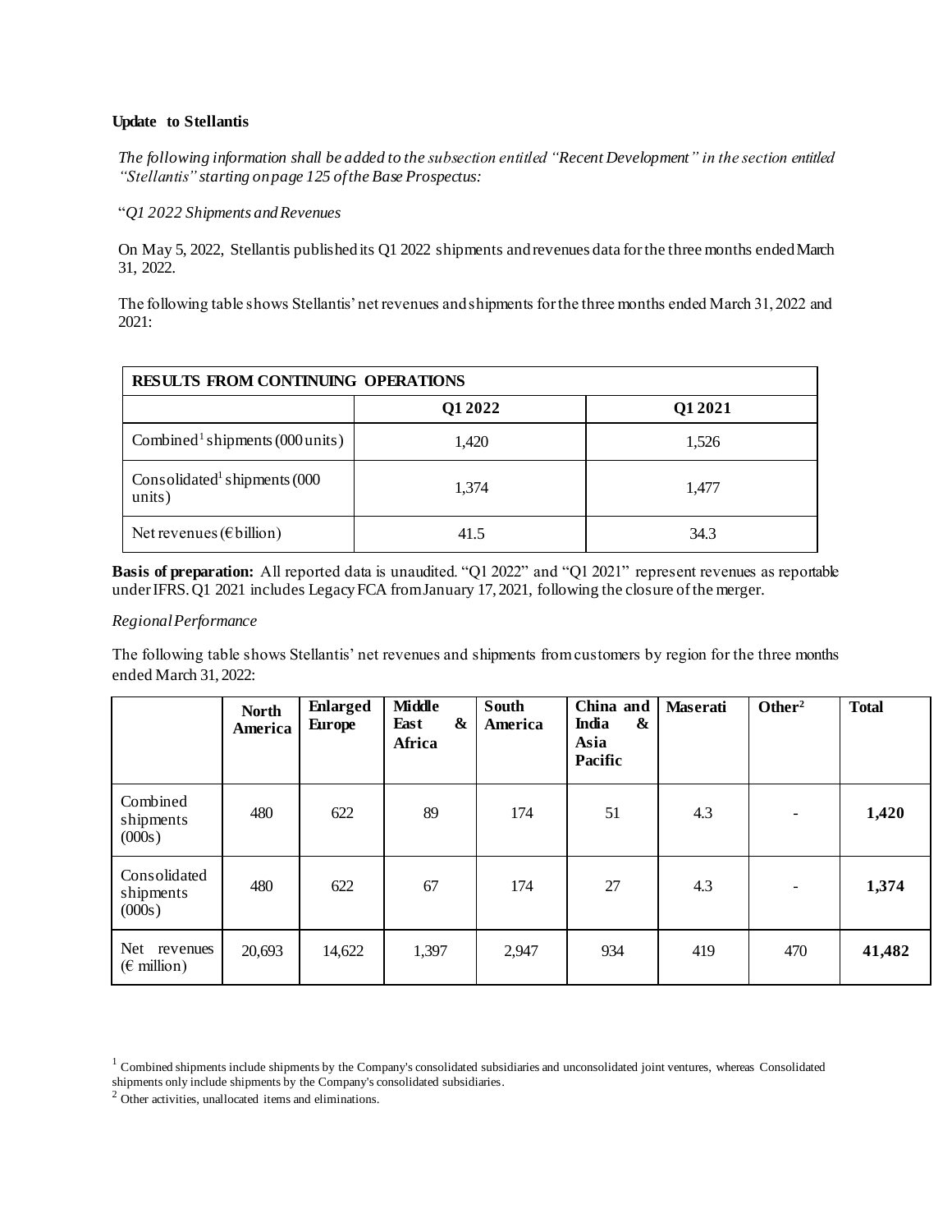**Update to Stellantis**

*The following information shall be added to the subsection entitled "Recent Development" in the section entitled "Stellantis" starting on page 125 of the Base Prospectus:*

"*Q1 2022 Shipments and Revenues*

On May 5, 2022, Stellantis published its Q1 2022 shipments and revenues data for the three months ended March 31, 2022.

The following table shows Stellantis' net revenues and shipments for the three months ended March 31, 2022 and 2021:

| **RESULTS FROM CONTINUING OPERATIONS** | | |
|---|---|---|
| | **Q1 2022** | **Q1 2021** |
| Combined[1] shipments (000 units) | 1,420 | 1,526 |
| Consolidated[1] shipments (000 units) | 1,374 | 1,477 |
| Net revenues (€ billion) | 41.5 | 34.3 |

**Basis of preparation:** All reported data is unaudited. "Q1 2022" and "Q1 2021" represent revenues as reportable under IFRS. Q1 2021 includes Legacy FCA from January 17, 2021, following the closure of the merger.

*Regional Performance*

The following table shows Stellantis' net revenues and shipments from customers by region for the three months ended March 31, 2022:

| | **North America** | **Enlarged Europe** | **Middle East & Africa** | **South America** | **China and India & Asia Pacific** | **Maserati** | **Other[2]** | **Total** |
|---|---|---|---|---|---|---|---|---|
| Combined shipments (000s) | 480 | 622 | 89 | 174 | 51 | 4.3 | - | **1,420** |
| Consolidated shipments (000s) | 480 | 622 | 67 | 174 | 27 | 4.3 | - | **1,374** |
| Net revenues (€ million) | 20,693 | 14,622 | 1,397 | 2,947 | 934 | 419 | 470 | **41,482** |

[1] Combined shipments include shipments by the Company's consolidated subsidiaries and unconsolidated joint ventures, whereas Consolidated shipments only include shipments by the Company's consolidated subsidiaries.

[2] Other activities, unallocated items and eliminations.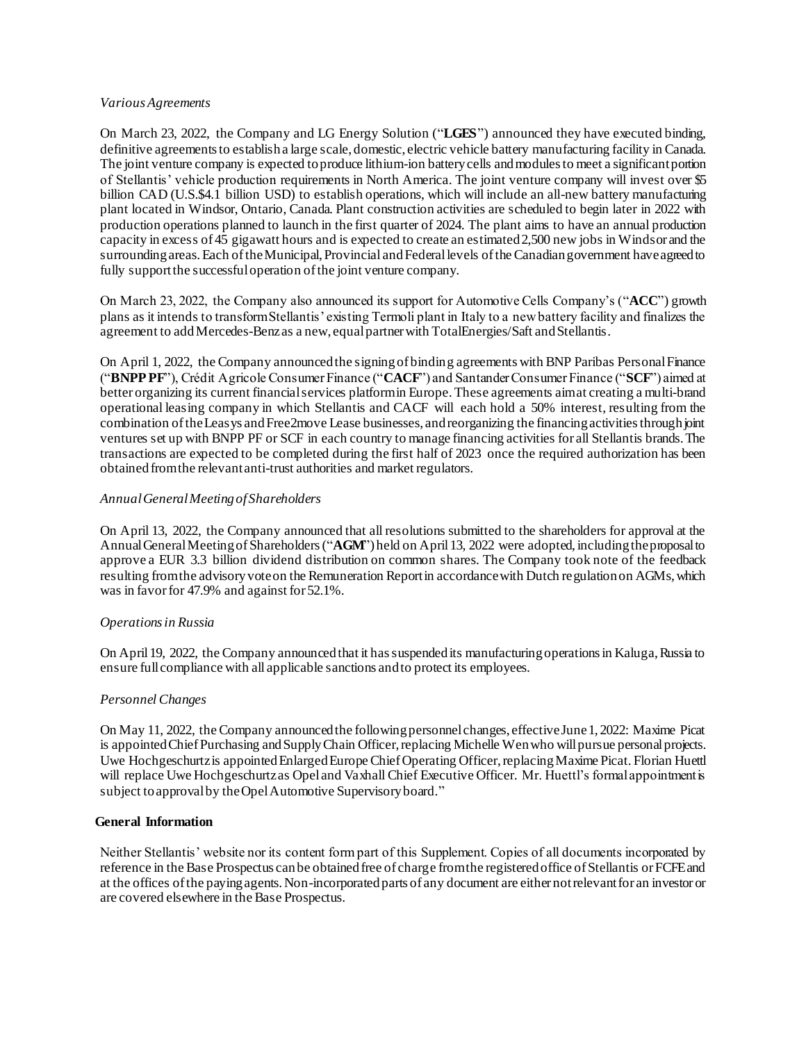*Various Agreements*

On March 23, 2022, the Company and LG Energy Solution ("**LGES**") announced they have executed binding, definitive agreements to establish a large scale, domestic, electric vehicle battery manufacturing facility in Canada. The joint venture company is expected to produce lithium-ion battery cells and modules to meet a significant portion of Stellantis' vehicle production requirements in North America. The joint venture company will invest over $5 billion CAD (U.S.$4.1 billion USD) to establish operations, which will include an all-new battery manufacturing plant located in Windsor, Ontario, Canada. Plant construction activities are scheduled to begin later in 2022 with production operations planned to launch in the first quarter of 2024. The plant aims to have an annual production capacity in excess of 45 gigawatt hours and is expected to create an estimated 2,500 new jobs in Windsor and the surrounding areas. Each of the Municipal, Provincial and Federal levels of the Canadian government have agreed to fully support the successful operation of the joint venture company.

On March 23, 2022, the Company also announced its support for Automotive Cells Company's ("**ACC**") growth plans as it intends to transform Stellantis' existing Termoli plant in Italy to a new battery facility and finalizes the agreement to add Mercedes-Benz as a new, equal partner with TotalEnergies/Saft and Stellantis.

On April 1, 2022, the Company announced the signing of binding agreements with BNP Paribas Personal Finance ("**BNPP PF**"), Crédit Agricole Consumer Finance ("**CACF**") and Santander Consumer Finance ("**SCF**") aimed at better organizing its current financial services platform in Europe. These agreements aim at creating a multi-brand operational leasing company in which Stellantis and CACF will each hold a 50% interest, resulting from the combination of the Leasys and Free2move Lease businesses, and reorganizing the financing activities through joint ventures set up with BNPP PF or SCF in each country to manage financing activities for all Stellantis brands. The transactions are expected to be completed during the first half of 2023 once the required authorization has been obtained from the relevant anti-trust authorities and market regulators.

*Annual General Meeting of Shareholders*

On April 13, 2022, the Company announced that all resolutions submitted to the shareholders for approval at the Annual General Meeting of Shareholders ("**AGM**") held on April 13, 2022 were adopted, including the proposal to approve a EUR 3.3 billion dividend distribution on common shares. The Company took note of the feedback resulting from the advisory vote on the Remuneration Report in accordance with Dutch regulation on AGMs, which was in favor for 47.9% and against for 52.1%.

*Operations in Russia*

On April 19, 2022, the Company announced that it has suspended its manufacturing operations in Kaluga, Russia to ensure full compliance with all applicable sanctions and to protect its employees.

*Personnel Changes*

On May 11, 2022, the Company announced the following personnel changes, effective June 1, 2022: Maxime Picat is appointed Chief Purchasing and Supply Chain Officer, replacing Michelle Wen who will pursue personal projects. Uwe Hochgeschurtz is appointed Enlarged Europe Chief Operating Officer, replacing Maxime Picat. Florian Huettl will replace Uwe Hochgeschurtz as Opel and Vaxhall Chief Executive Officer. Mr. Huettl's formal appointment is subject to approval by the Opel Automotive Supervisory board."

**General Information**

Neither Stellantis' website nor its content form part of this Supplement. Copies of all documents incorporated by reference in the Base Prospectus can be obtained free of charge from the registered office of Stellantis or FCFE and at the offices of the paying agents. Non-incorporated parts of any document are either not relevant for an investor or are covered elsewhere in the Base Prospectus.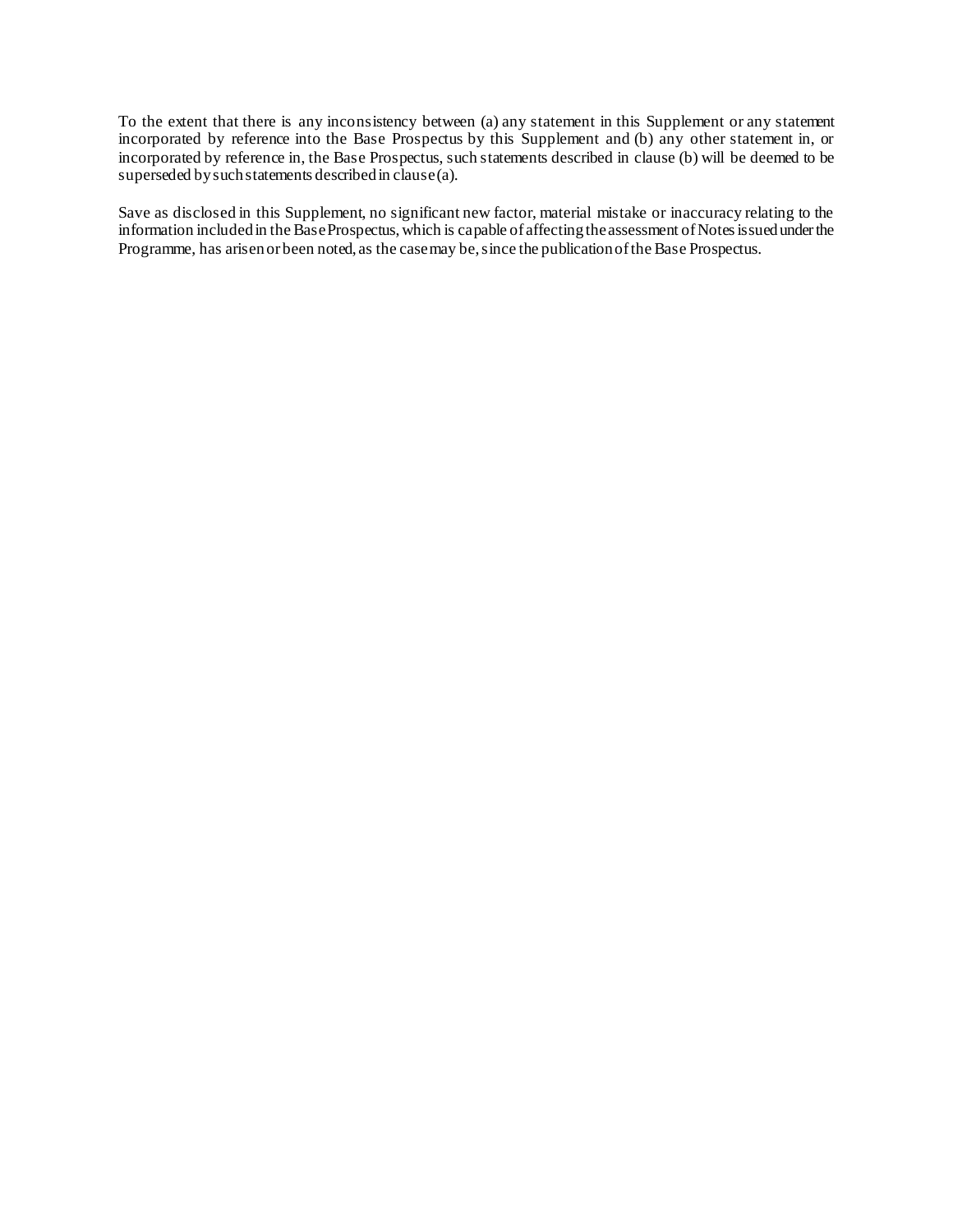To the extent that there is any inconsistency between (a) any statement in this Supplement or any statement incorporated by reference into the Base Prospectus by this Supplement and (b) any other statement in, or incorporated by reference in, the Base Prospectus, such statements described in clause (b) will be deemed to be superseded by such statements described in clause (a).

Save as disclosed in this Supplement, no significant new factor, material mistake or inaccuracy relating to the information included in the Base Prospectus, which is capable of affecting the assessment of Notes issued under the Programme, has arisen or been noted, as the case may be, since the publication of the Base Prospectus.